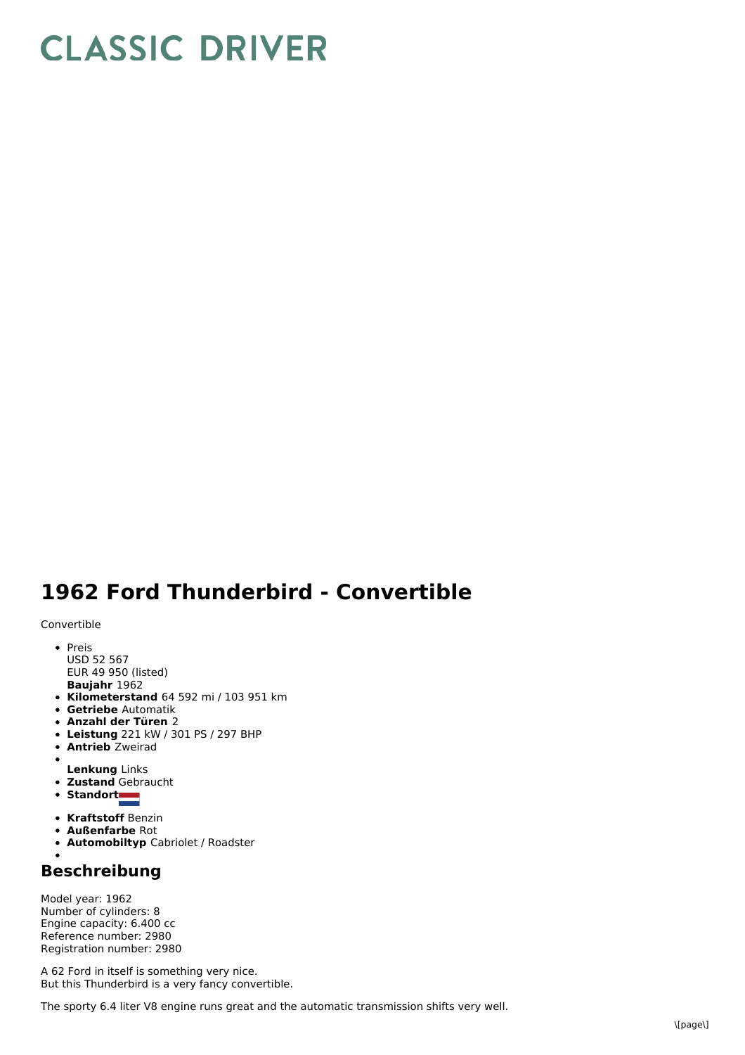# CLASSIC DRIVER

## 1962 Ford Thunderbird - Convertible

Convertible

- Preis
  USD 52 567
  EUR 49 950 (listed)
  **Baujahr** 1962
- **Kilometerstand** 64 592 mi / 103 951 km
- **Getriebe** Automatik
- **Anzahl der Türen** 2
- **Leistung** 221 kW / 301 PS / 297 BHP
- **Antrieb** Zweirad
- **Lenkung** Links
- **Zustand** Gebraucht
- **Standort**
- **Kraftstoff** Benzin
- **Außenfarbe** Rot
- **Automobiltyp** Cabriolet / Roadster

## Beschreibung

Model year: 1962
Number of cylinders: 8
Engine capacity: 6.400 cc
Reference number: 2980
Registration number: 2980

A 62 Ford in itself is something very nice.
But this Thunderbird is a very fancy convertible.

The sporty 6.4 liter V8 engine runs great and the automatic transmission shifts very well.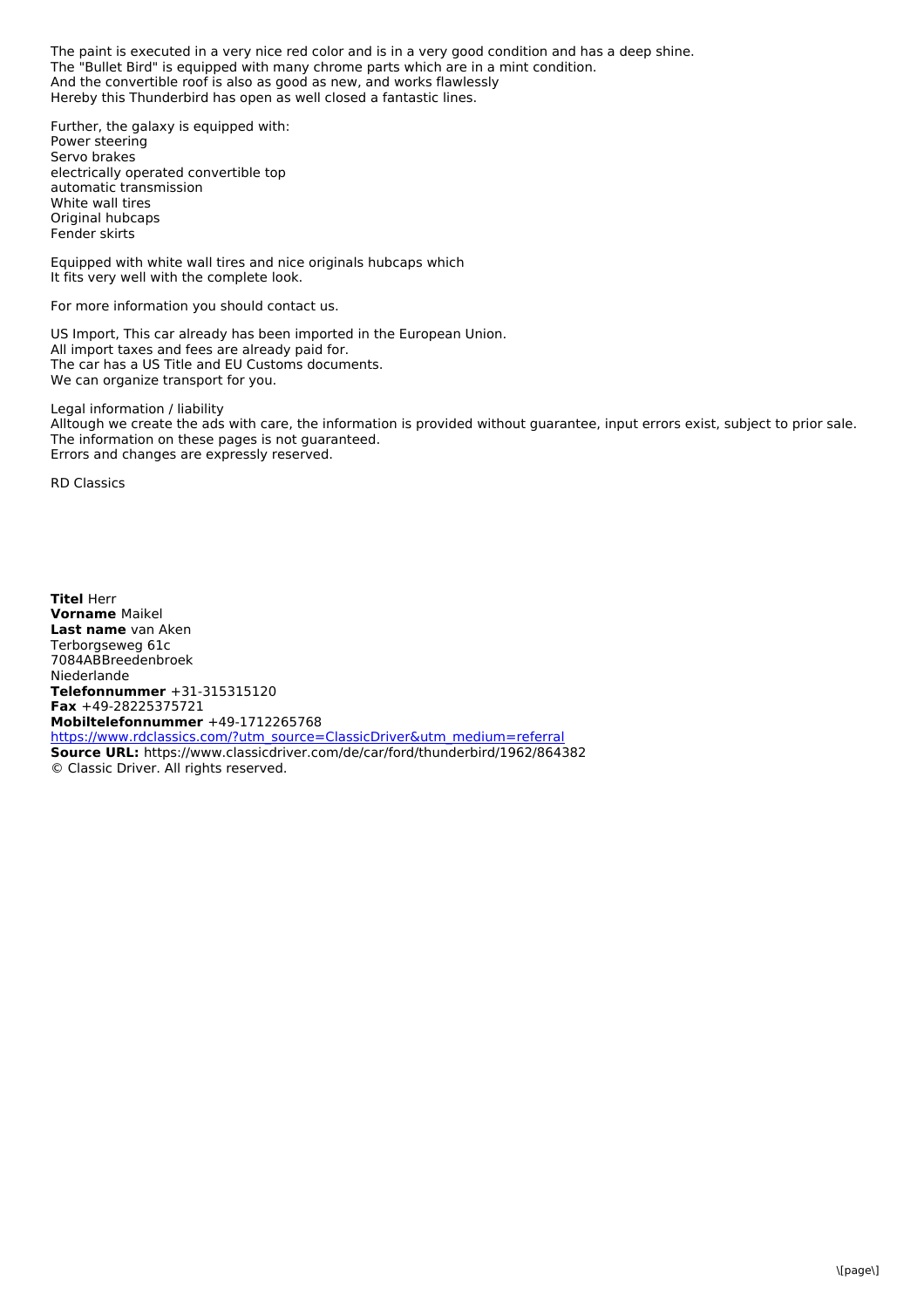The paint is executed in a very nice red color and is in a very good condition and has a deep shine.
The "Bullet Bird" is equipped with many chrome parts which are in a mint condition.
And the convertible roof is also as good as new, and works flawlessly
Hereby this Thunderbird has open as well closed a fantastic lines.

Further, the galaxy is equipped with:
Power steering
Servo brakes
electrically operated convertible top
automatic transmission
White wall tires
Original hubcaps
Fender skirts

Equipped with white wall tires and nice originals hubcaps which
It fits very well with the complete look.

For more information you should contact us.

US Import, This car already has been imported in the European Union.
All import taxes and fees are already paid for.
The car has a US Title and EU Customs documents.
We can organize transport for you.

Legal information / liability
Alltough we create the ads with care, the information is provided without guarantee, input errors exist, subject to prior sale.
The information on these pages is not guaranteed.
Errors and changes are expressly reserved.

RD Classics

**Titel** Herr
**Vorname** Maikel
**Last name** van Aken
Terborgseweg 61c
7084ABBreedenbroek
Niederlande
**Telefonnummer** +31-315315120
**Fax** +49-28225375721
**Mobiltelefonnummer** +49-1712265768
https://www.rdclassics.com/?utm_source=ClassicDriver&utm_medium=referral
**Source URL:** https://www.classicdriver.com/de/car/ford/thunderbird/1962/864382
© Classic Driver. All rights reserved.